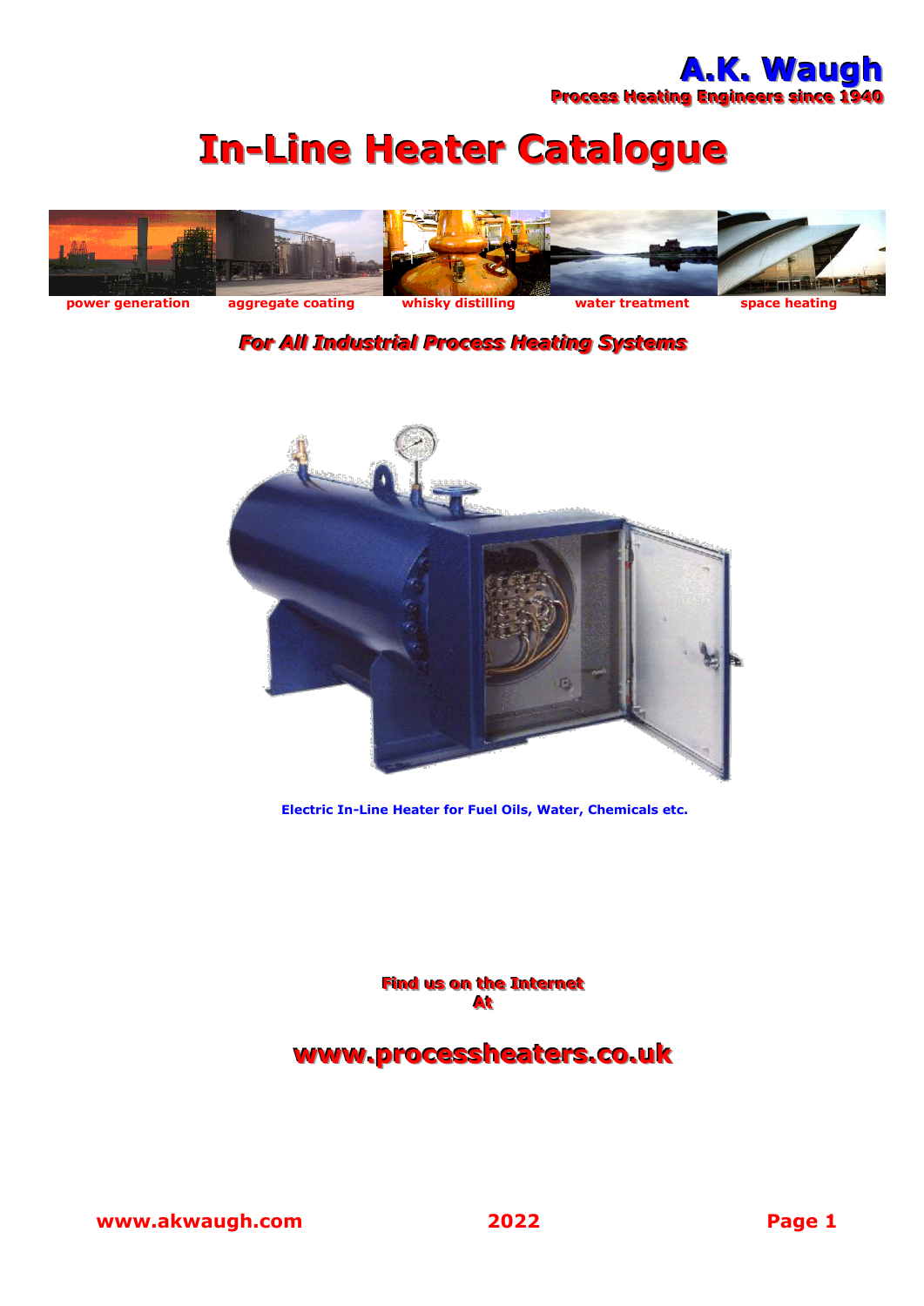**A.K. Waugh**
**Process Heating Engineers since 1940**

# In-Line Heater Catalogue

power generation | aggregate coating | whisky distilling | water treatment | space heating

***For All Industrial Process Heating Systems***

**Electric In-Line Heater for Fuel Oils, Water, Chemicals etc.**

**Find us on the Internet**
**At**

## www.processheaters.co.uk

**www.akwaugh.com** **2022**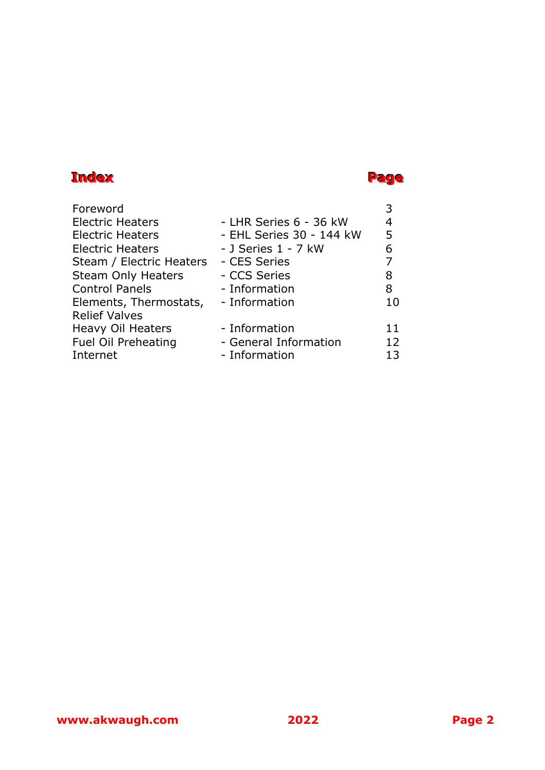| Index | | Page |
|---|---|---|
| Foreword | | 3 |
| Electric Heaters | - LHR Series 6 - 36 kW | 4 |
| Electric Heaters | - EHL Series 30 - 144 kW | 5 |
| Electric Heaters | - J Series 1 - 7 kW | 6 |
| Steam / Electric Heaters | - CES Series | 7 |
| Steam Only Heaters | - CCS Series | 8 |
| Control Panels | - Information | 8 |
| Elements, Thermostats, Relief Valves | - Information | 10 |
| Heavy Oil Heaters | - Information | 11 |
| Fuel Oil Preheating | - General Information | 12 |
| Internet | - Information | 13 |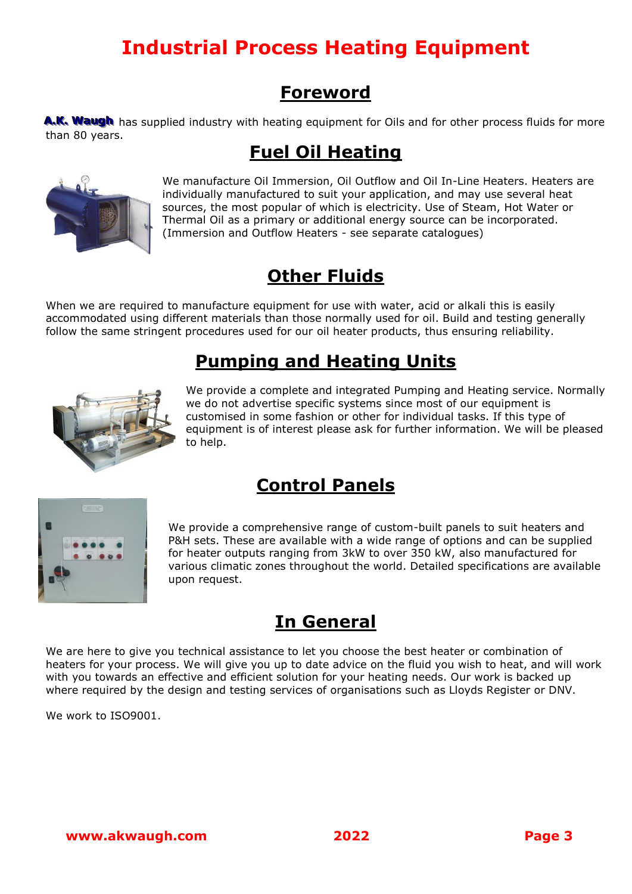# Industrial Process Heating Equipment

## Foreword

**A.K. Waugh** has supplied industry with heating equipment for Oils and for other process fluids for more than 80 years.

## Fuel Oil Heating

We manufacture Oil Immersion, Oil Outflow and Oil In-Line Heaters. Heaters are individually manufactured to suit your application, and may use several heat sources, the most popular of which is electricity. Use of Steam, Hot Water or Thermal Oil as a primary or additional energy source can be incorporated. (Immersion and Outflow Heaters - see separate catalogues)

## Other Fluids

When we are required to manufacture equipment for use with water, acid or alkali this is easily accommodated using different materials than those normally used for oil. Build and testing generally follow the same stringent procedures used for our oil heater products, thus ensuring reliability.

## Pumping and Heating Units

We provide a complete and integrated Pumping and Heating service. Normally we do not advertise specific systems since most of our equipment is customised in some fashion or other for individual tasks. If this type of equipment is of interest please ask for further information. We will be pleased to help.

## Control Panels

We provide a comprehensive range of custom-built panels to suit heaters and P&H sets. These are available with a wide range of options and can be supplied for heater outputs ranging from 3kW to over 350 kW, also manufactured for various climatic zones throughout the world. Detailed specifications are available upon request.

## In General

We are here to give you technical assistance to let you choose the best heater or combination of heaters for your process. We will give you up to date advice on the fluid you wish to heat, and will work with you towards an effective and efficient solution for your heating needs. Our work is backed up where required by the design and testing services of organisations such as Lloyds Register or DNV.

We work to ISO9001.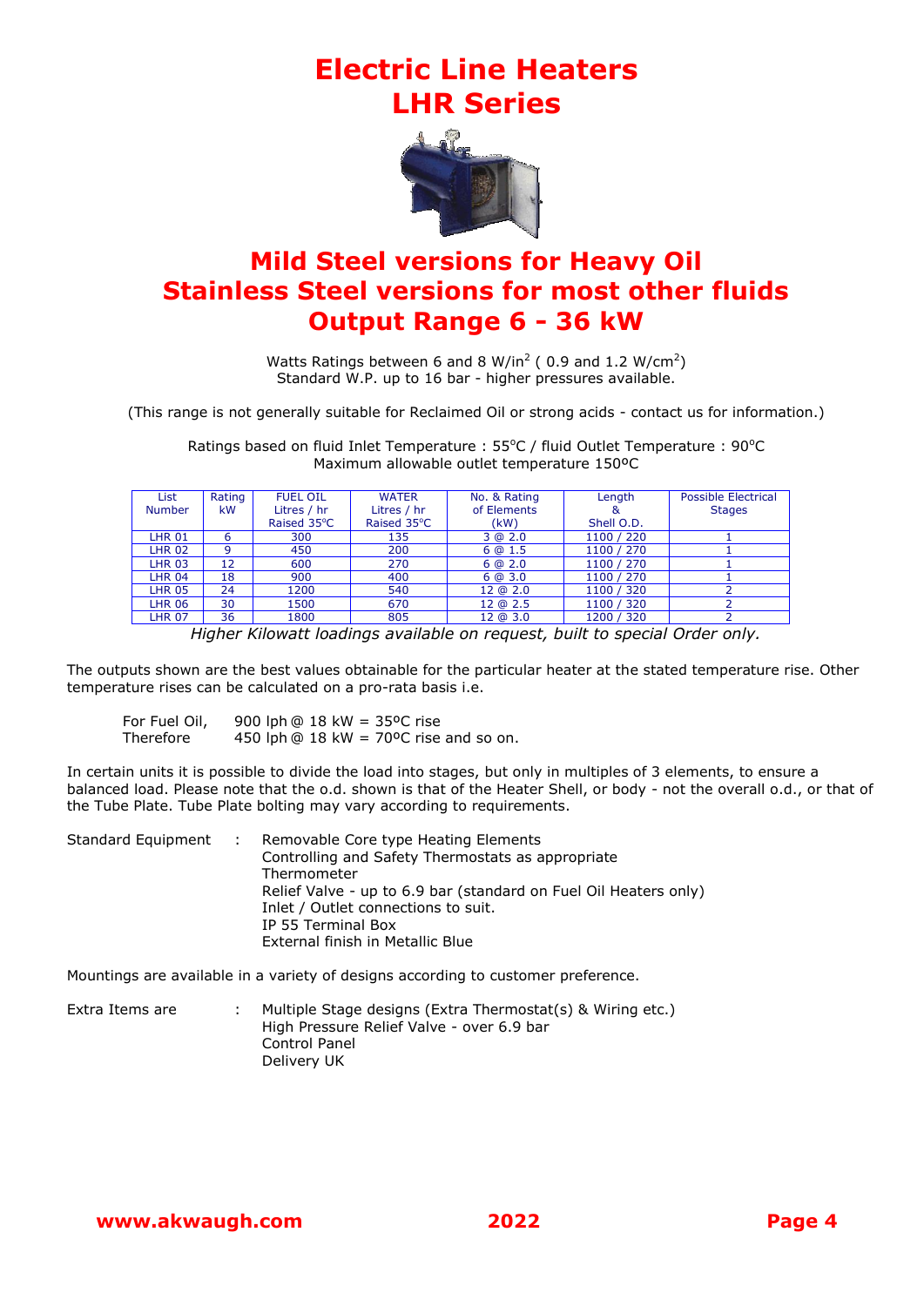# Electric Line Heaters
# LHR Series

## Mild Steel versions for Heavy Oil
## Stainless Steel versions for most other fluids
## Output Range 6 - 36 kW

Watts Ratings between 6 and 8 W/in$^2$ ( 0.9 and 1.2 W/cm$^2$)
Standard W.P. up to 16 bar - higher pressures available.

(This range is not generally suitable for Reclaimed Oil or strong acids - contact us for information.)

Ratings based on fluid Inlet Temperature : 55°C / fluid Outlet Temperature : 90°C
Maximum allowable outlet temperature 150ºC

| List Number | Rating kW | FUEL OIL Litres / hr Raised 35°C | WATER Litres / hr Raised 35°C | No. & Rating of Elements (kW) | Length & Shell O.D. | Possible Electrical Stages |
|---|---|---|---|---|---|---|
| LHR 01 | 6 | 300 | 135 | 3 @ 2.0 | 1100 / 220 | 1 |
| LHR 02 | 9 | 450 | 200 | 6 @ 1.5 | 1100 / 270 | 1 |
| LHR 03 | 12 | 600 | 270 | 6 @ 2.0 | 1100 / 270 | 1 |
| LHR 04 | 18 | 900 | 400 | 6 @ 3.0 | 1100 / 270 | 1 |
| LHR 05 | 24 | 1200 | 540 | 12 @ 2.0 | 1100 / 320 | 2 |
| LHR 06 | 30 | 1500 | 670 | 12 @ 2.5 | 1100 / 320 | 2 |
| LHR 07 | 36 | 1800 | 805 | 12 @ 3.0 | 1200 / 320 | 2 |

*Higher Kilowatt loadings available on request, built to special Order only.*

The outputs shown are the best values obtainable for the particular heater at the stated temperature rise. Other temperature rises can be calculated on a pro-rata basis i.e.

For Fuel Oil, 900 lph @ 18 kW = 35ºC rise
Therefore 450 lph @ 18 kW = 70ºC rise and so on.

In certain units it is possible to divide the load into stages, but only in multiples of 3 elements, to ensure a balanced load. Please note that the o.d. shown is that of the Heater Shell, or body - not the overall o.d., or that of the Tube Plate. Tube Plate bolting may vary according to requirements.

Standard Equipment :
- Removable Core type Heating Elements
- Controlling and Safety Thermostats as appropriate
- Thermometer
- Relief Valve - up to 6.9 bar (standard on Fuel Oil Heaters only)
- Inlet / Outlet connections to suit.
- IP 55 Terminal Box
- External finish in Metallic Blue

Mountings are available in a variety of designs according to customer preference.

Extra Items are :
- Multiple Stage designs (Extra Thermostat(s) & Wiring etc.)
- High Pressure Relief Valve - over 6.9 bar
- Control Panel
- Delivery UK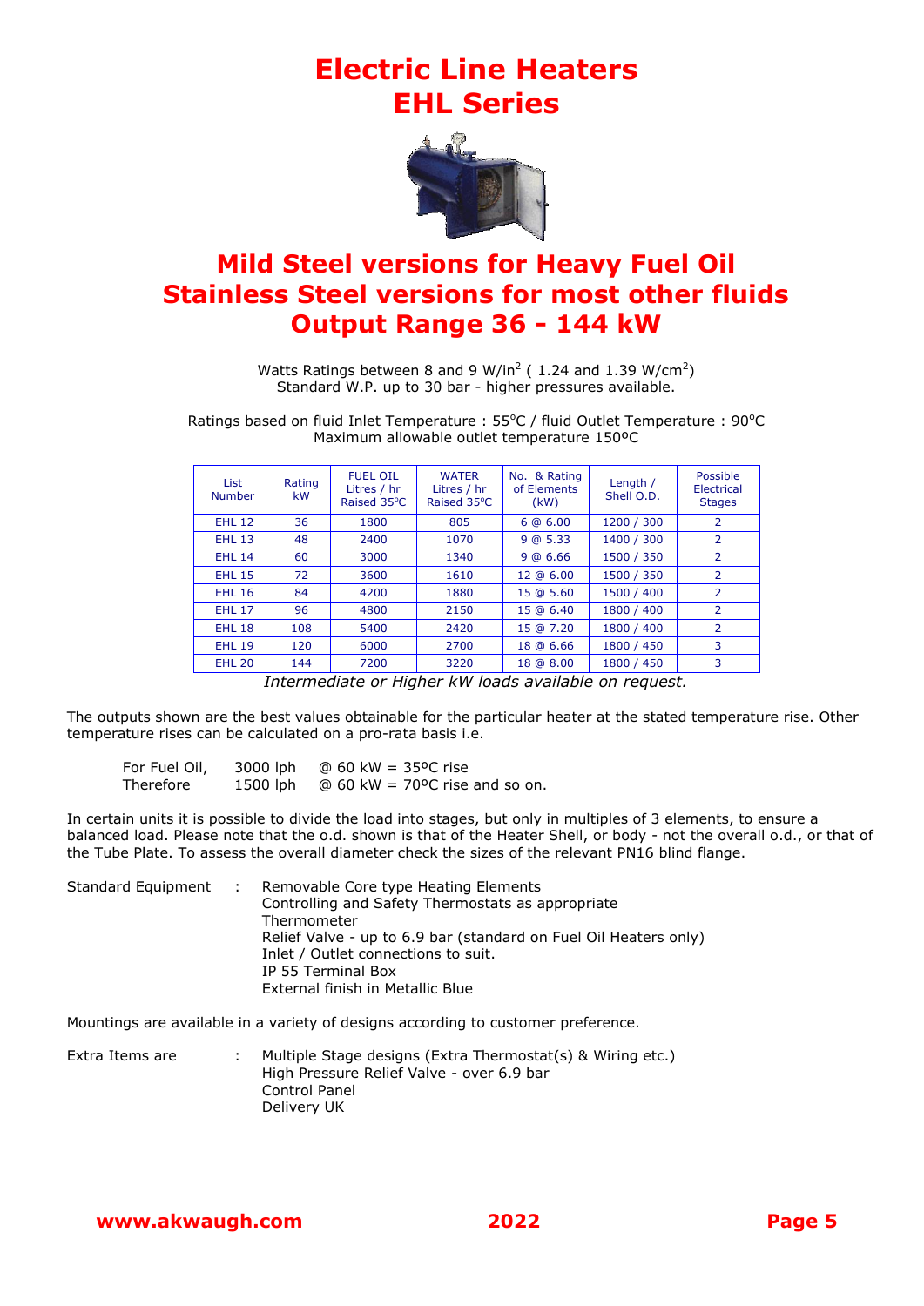# Electric Line Heaters
# EHL Series

## Mild Steel versions for Heavy Fuel Oil
## Stainless Steel versions for most other fluids
## Output Range 36 - 144 kW

Watts Ratings between 8 and 9 W/in$^2$ ( 1.24 and 1.39 W/cm$^2$)
Standard W.P. up to 30 bar - higher pressures available.

Ratings based on fluid Inlet Temperature : 55°C / fluid Outlet Temperature : 90°C
Maximum allowable outlet temperature 150ºC

| List Number | Rating kW | FUEL OIL Litres / hr Raised 35°C | WATER Litres / hr Raised 35°C | No. & Rating of Elements (kW) | Length / Shell O.D. | Possible Electrical Stages |
|---|---|---|---|---|---|---|
| EHL 12 | 36 | 1800 | 805 | 6 @ 6.00 | 1200 / 300 | 2 |
| EHL 13 | 48 | 2400 | 1070 | 9 @ 5.33 | 1400 / 300 | 2 |
| EHL 14 | 60 | 3000 | 1340 | 9 @ 6.66 | 1500 / 350 | 2 |
| EHL 15 | 72 | 3600 | 1610 | 12 @ 6.00 | 1500 / 350 | 2 |
| EHL 16 | 84 | 4200 | 1880 | 15 @ 5.60 | 1500 / 400 | 2 |
| EHL 17 | 96 | 4800 | 2150 | 15 @ 6.40 | 1800 / 400 | 2 |
| EHL 18 | 108 | 5400 | 2420 | 15 @ 7.20 | 1800 / 400 | 2 |
| EHL 19 | 120 | 6000 | 2700 | 18 @ 6.66 | 1800 / 450 | 3 |
| EHL 20 | 144 | 7200 | 3220 | 18 @ 8.00 | 1800 / 450 | 3 |

*Intermediate or Higher kW loads available on request.*

The outputs shown are the best values obtainable for the particular heater at the stated temperature rise. Other temperature rises can be calculated on a pro-rata basis i.e.

For Fuel Oil, 3000 lph @ 60 kW = 35ºC rise
Therefore 1500 lph @ 60 kW = 70ºC rise and so on.

In certain units it is possible to divide the load into stages, but only in multiples of 3 elements, to ensure a balanced load. Please note that the o.d. shown is that of the Heater Shell, or body - not the overall o.d., or that of the Tube Plate. To assess the overall diameter check the sizes of the relevant PN16 blind flange.

Standard Equipment :
- Removable Core type Heating Elements
- Controlling and Safety Thermostats as appropriate
- Thermometer
- Relief Valve - up to 6.9 bar (standard on Fuel Oil Heaters only)
- Inlet / Outlet connections to suit.
- IP 55 Terminal Box
- External finish in Metallic Blue

Mountings are available in a variety of designs according to customer preference.

Extra Items are :
- Multiple Stage designs (Extra Thermostat(s) & Wiring etc.)
- High Pressure Relief Valve - over 6.9 bar
- Control Panel
- Delivery UK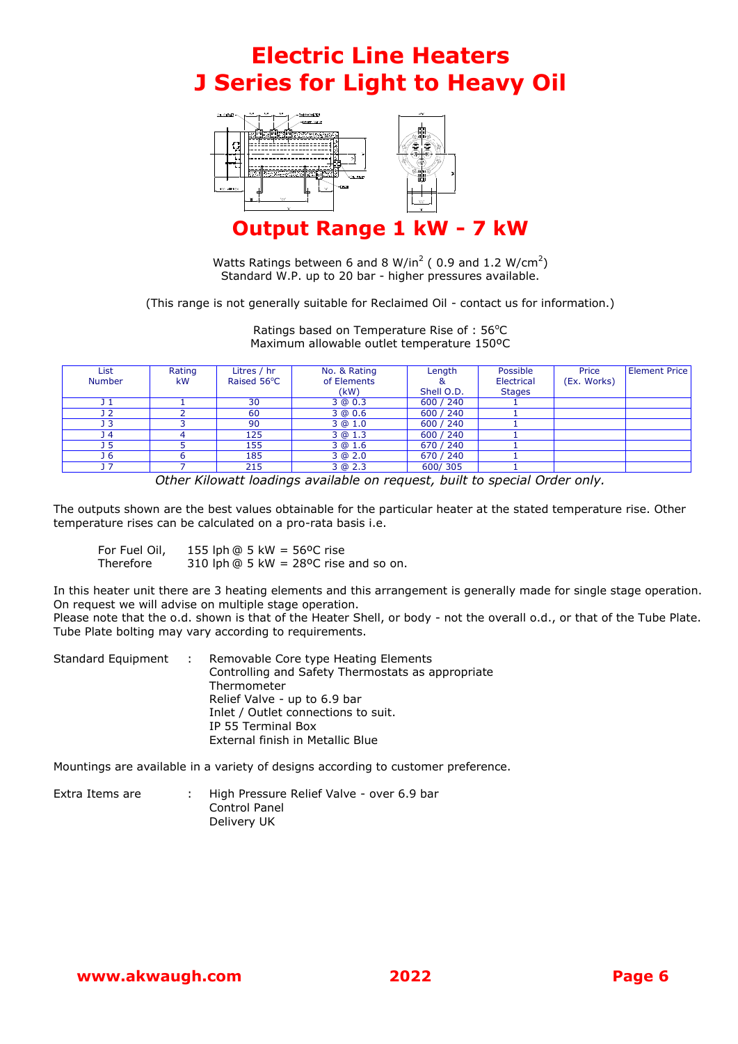# Electric Line Heaters
# J Series for Light to Heavy Oil

## Output Range 1 kW - 7 kW

Watts Ratings between 6 and 8 W/in$^2$ ( 0.9 and 1.2 W/cm$^2$)
Standard W.P. up to 20 bar - higher pressures available.

(This range is not generally suitable for Reclaimed Oil - contact us for information.)

Ratings based on Temperature Rise of : 56°C
Maximum allowable outlet temperature 150ºC

| List Number | Rating kW | Litres / hr Raised 56°C | No. & Rating of Elements (kW) | Length & Shell O.D. | Possible Electrical Stages | Price (Ex. Works) | Element Price |
|---|---|---|---|---|---|---|---|
| J 1 | 1 | 30 | 3 @ 0.3 | 600 / 240 | 1 | | |
| J 2 | 2 | 60 | 3 @ 0.6 | 600 / 240 | 1 | | |
| J 3 | 3 | 90 | 3 @ 1.0 | 600 / 240 | 1 | | |
| J 4 | 4 | 125 | 3 @ 1.3 | 600 / 240 | 1 | | |
| J 5 | 5 | 155 | 3 @ 1.6 | 670 / 240 | 1 | | |
| J 6 | 6 | 185 | 3 @ 2.0 | 670 / 240 | 1 | | |
| J 7 | 7 | 215 | 3 @ 2.3 | 600/ 305 | 1 | | |

*Other Kilowatt loadings available on request, built to special Order only.*

The outputs shown are the best values obtainable for the particular heater at the stated temperature rise. Other temperature rises can be calculated on a pro-rata basis i.e.

For Fuel Oil, 155 lph @ 5 kW = 56ºC rise
Therefore 310 lph @ 5 kW = 28ºC rise and so on.

In this heater unit there are 3 heating elements and this arrangement is generally made for single stage operation. On request we will advise on multiple stage operation.
Please note that the o.d. shown is that of the Heater Shell, or body - not the overall o.d., or that of the Tube Plate. Tube Plate bolting may vary according to requirements.

Standard Equipment : Removable Core type Heating Elements
Controlling and Safety Thermostats as appropriate
Thermometer
Relief Valve - up to 6.9 bar
Inlet / Outlet connections to suit.
IP 55 Terminal Box
External finish in Metallic Blue

Mountings are available in a variety of designs according to customer preference.

Extra Items are : High Pressure Relief Valve - over 6.9 bar
Control Panel
Delivery UK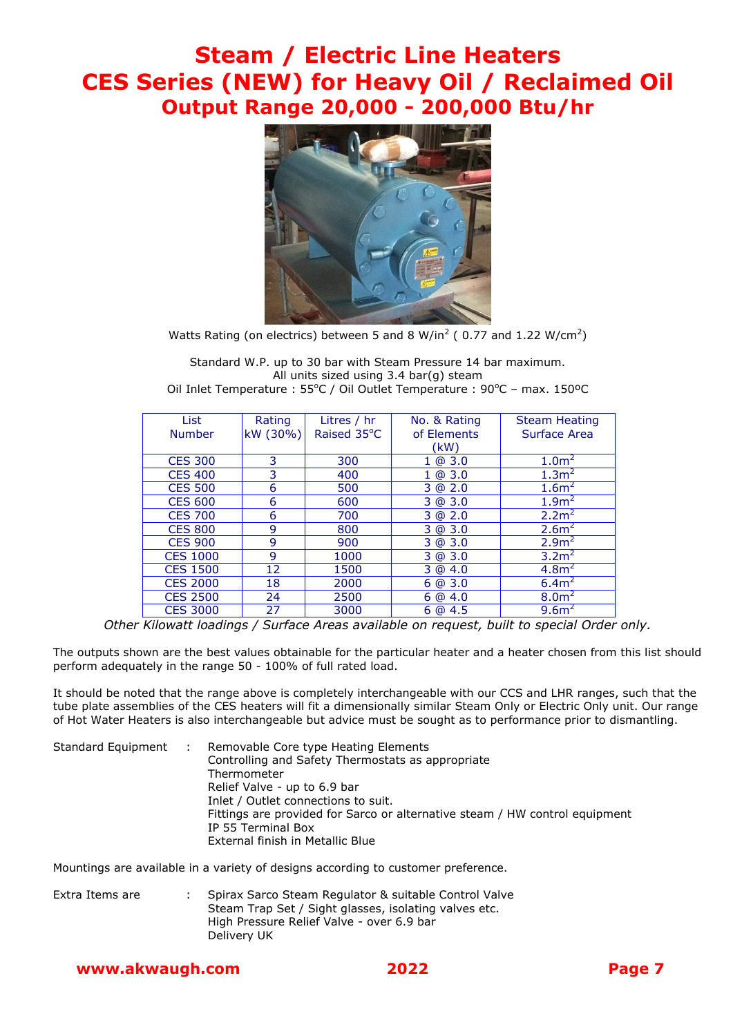# Steam / Electric Line Heaters
# CES Series (NEW) for Heavy Oil / Reclaimed Oil
## Output Range 20,000 - 200,000 Btu/hr

Watts Rating (on electrics) between 5 and 8 W/in$^2$ ( 0.77 and 1.22 W/cm$^2$)

Standard W.P. up to 30 bar with Steam Pressure 14 bar maximum.
All units sized using 3.4 bar(g) steam
Oil Inlet Temperature : 55°C / Oil Outlet Temperature : 90°C – max. 150ºC

| List Number | Rating kW (30%) | Litres / hr Raised 35°C | No. & Rating of Elements (kW) | Steam Heating Surface Area |
|---|---|---|---|---|
| CES 300 | 3 | 300 | 1 @ 3.0 | 1.0m$^2$ |
| CES 400 | 3 | 400 | 1 @ 3.0 | 1.3m$^2$ |
| CES 500 | 6 | 500 | 3 @ 2.0 | 1.6m$^2$ |
| CES 600 | 6 | 600 | 3 @ 3.0 | 1.9m$^2$ |
| CES 700 | 6 | 700 | 3 @ 2.0 | 2.2m$^2$ |
| CES 800 | 9 | 800 | 3 @ 3.0 | 2.6m$^2$ |
| CES 900 | 9 | 900 | 3 @ 3.0 | 2.9m$^2$ |
| CES 1000 | 9 | 1000 | 3 @ 3.0 | 3.2m$^2$ |
| CES 1500 | 12 | 1500 | 3 @ 4.0 | 4.8m$^2$ |
| CES 2000 | 18 | 2000 | 6 @ 3.0 | 6.4m$^2$ |
| CES 2500 | 24 | 2500 | 6 @ 4.0 | 8.0m$^2$ |
| CES 3000 | 27 | 3000 | 6 @ 4.5 | 9.6m$^2$ |

*Other Kilowatt loadings / Surface Areas available on request, built to special Order only.*

The outputs shown are the best values obtainable for the particular heater and a heater chosen from this list should perform adequately in the range 50 - 100% of full rated load.

It should be noted that the range above is completely interchangeable with our CCS and LHR ranges, such that the tube plate assemblies of the CES heaters will fit a dimensionally similar Steam Only or Electric Only unit. Our range of Hot Water Heaters is also interchangeable but advice must be sought as to performance prior to dismantling.

Standard Equipment :
- Removable Core type Heating Elements
- Controlling and Safety Thermostats as appropriate
- Thermometer
- Relief Valve - up to 6.9 bar
- Inlet / Outlet connections to suit.
- Fittings are provided for Sarco or alternative steam / HW control equipment
- IP 55 Terminal Box
- External finish in Metallic Blue

Mountings are available in a variety of designs according to customer preference.

Extra Items are :
- Spirax Sarco Steam Regulator & suitable Control Valve
- Steam Trap Set / Sight glasses, isolating valves etc.
- High Pressure Relief Valve - over 6.9 bar
- Delivery UK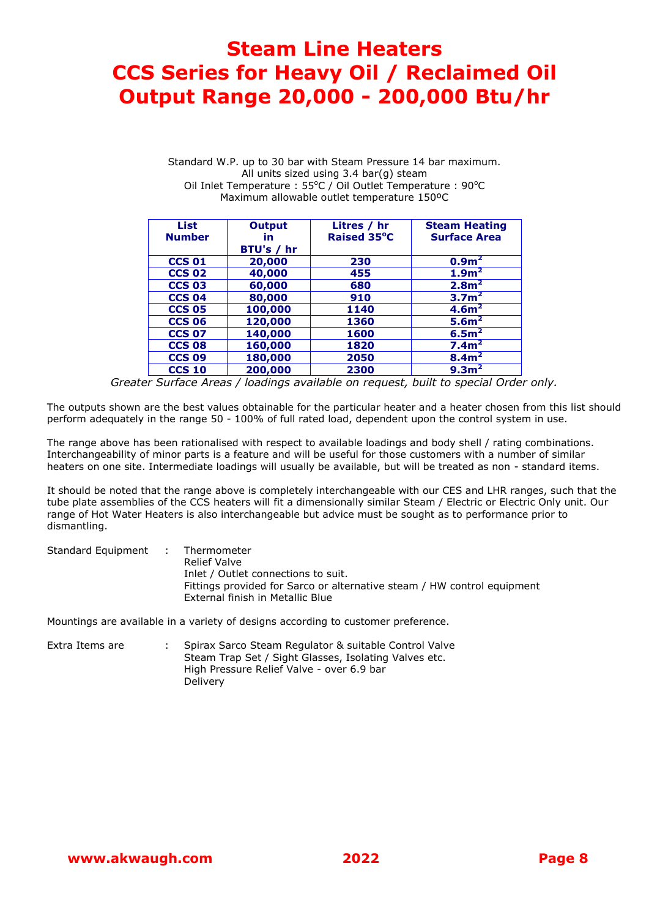# Steam Line Heaters
# CCS Series for Heavy Oil / Reclaimed Oil
# Output Range 20,000 - 200,000 Btu/hr

Standard W.P. up to 30 bar with Steam Pressure 14 bar maximum.
All units sized using 3.4 bar(g) steam
Oil Inlet Temperature : 55°C / Oil Outlet Temperature : 90°C
Maximum allowable outlet temperature 150ºC

| List Number | Output in BTU's / hr | Litres / hr Raised 35°C | Steam Heating Surface Area |
|---|---|---|---|
| **CCS 01** | **20,000** | **230** | **0.9m²** |
| **CCS 02** | **40,000** | **455** | **1.9m²** |
| **CCS 03** | **60,000** | **680** | **2.8m²** |
| **CCS 04** | **80,000** | **910** | **3.7m²** |
| **CCS 05** | **100,000** | **1140** | **4.6m²** |
| **CCS 06** | **120,000** | **1360** | **5.6m²** |
| **CCS 07** | **140,000** | **1600** | **6.5m²** |
| **CCS 08** | **160,000** | **1820** | **7.4m²** |
| **CCS 09** | **180,000** | **2050** | **8.4m²** |
| **CCS 10** | **200,000** | **2300** | **9.3m²** |

*Greater Surface Areas / loadings available on request, built to special Order only.*

The outputs shown are the best values obtainable for the particular heater and a heater chosen from this list should perform adequately in the range 50 - 100% of full rated load, dependent upon the control system in use.

The range above has been rationalised with respect to available loadings and body shell / rating combinations. Interchangeability of minor parts is a feature and will be useful for those customers with a number of similar heaters on one site. Intermediate loadings will usually be available, but will be treated as non - standard items.

It should be noted that the range above is completely interchangeable with our CES and LHR ranges, such that the tube plate assemblies of the CCS heaters will fit a dimensionally similar Steam / Electric or Electric Only unit. Our range of Hot Water Heaters is also interchangeable but advice must be sought as to performance prior to dismantling.

Standard Equipment :
- Thermometer
- Relief Valve
- Inlet / Outlet connections to suit.
- Fittings provided for Sarco or alternative steam / HW control equipment
- External finish in Metallic Blue

Mountings are available in a variety of designs according to customer preference.

Extra Items are :
- Spirax Sarco Steam Regulator & suitable Control Valve
- Steam Trap Set / Sight Glasses, Isolating Valves etc.
- High Pressure Relief Valve - over 6.9 bar
- Delivery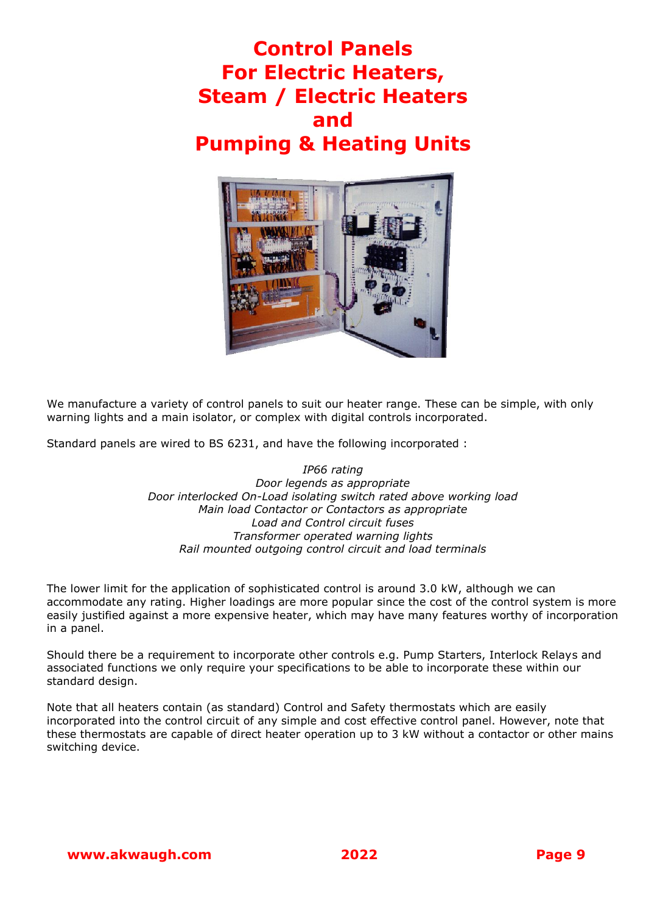# Control Panels For Electric Heaters, Steam / Electric Heaters and Pumping & Heating Units

We manufacture a variety of control panels to suit our heater range. These can be simple, with only warning lights and a main isolator, or complex with digital controls incorporated.

Standard panels are wired to BS 6231, and have the following incorporated :

*IP66 rating*
*Door legends as appropriate*
*Door interlocked On-Load isolating switch rated above working load*
*Main load Contactor or Contactors as appropriate*
*Load and Control circuit fuses*
*Transformer operated warning lights*
*Rail mounted outgoing control circuit and load terminals*

The lower limit for the application of sophisticated control is around 3.0 kW, although we can accommodate any rating. Higher loadings are more popular since the cost of the control system is more easily justified against a more expensive heater, which may have many features worthy of incorporation in a panel.

Should there be a requirement to incorporate other controls e.g. Pump Starters, Interlock Relays and associated functions we only require your specifications to be able to incorporate these within our standard design.

Note that all heaters contain (as standard) Control and Safety thermostats which are easily incorporated into the control circuit of any simple and cost effective control panel. However, note that these thermostats are capable of direct heater operation up to 3 kW without a contactor or other mains switching device.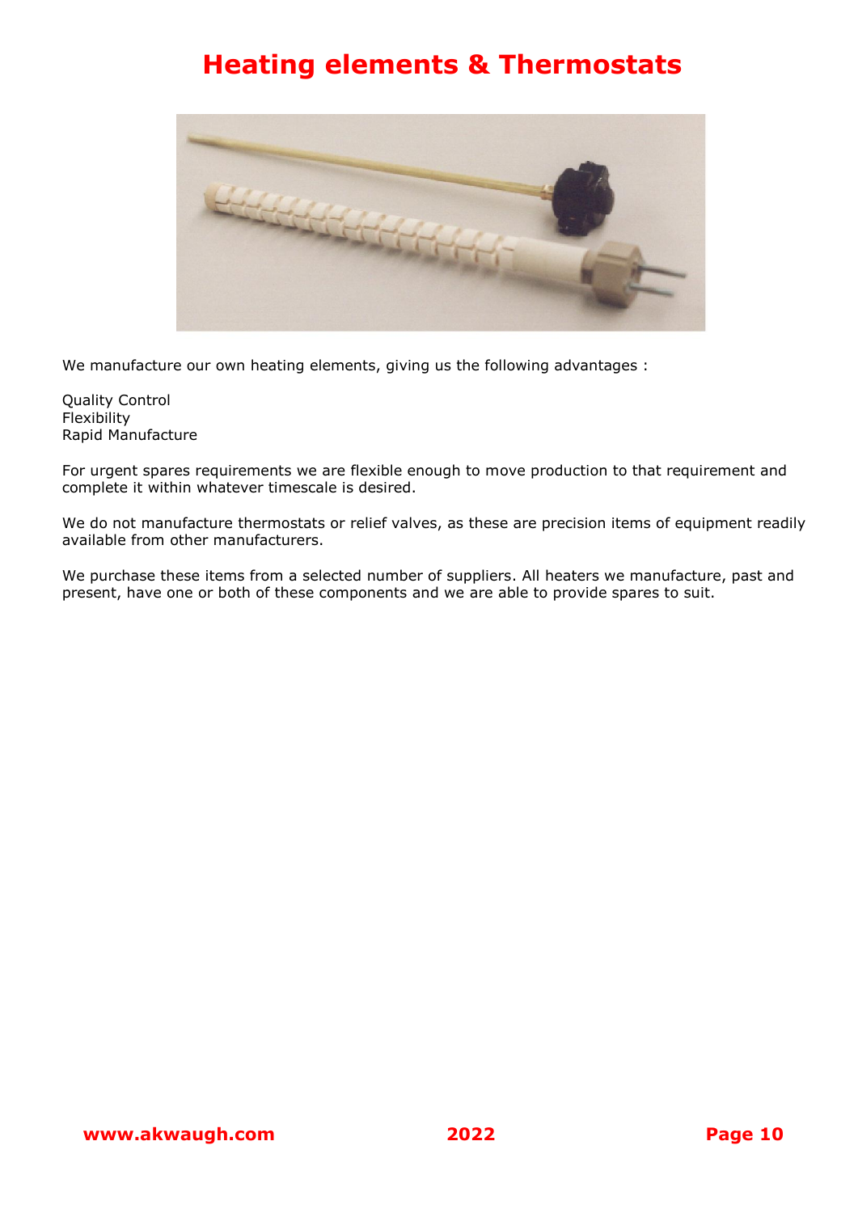# Heating elements & Thermostats

We manufacture our own heating elements, giving us the following advantages :

Quality Control
Flexibility
Rapid Manufacture

For urgent spares requirements we are flexible enough to move production to that requirement and complete it within whatever timescale is desired.

We do not manufacture thermostats or relief valves, as these are precision items of equipment readily available from other manufacturers.

We purchase these items from a selected number of suppliers. All heaters we manufacture, past and present, have one or both of these components and we are able to provide spares to suit.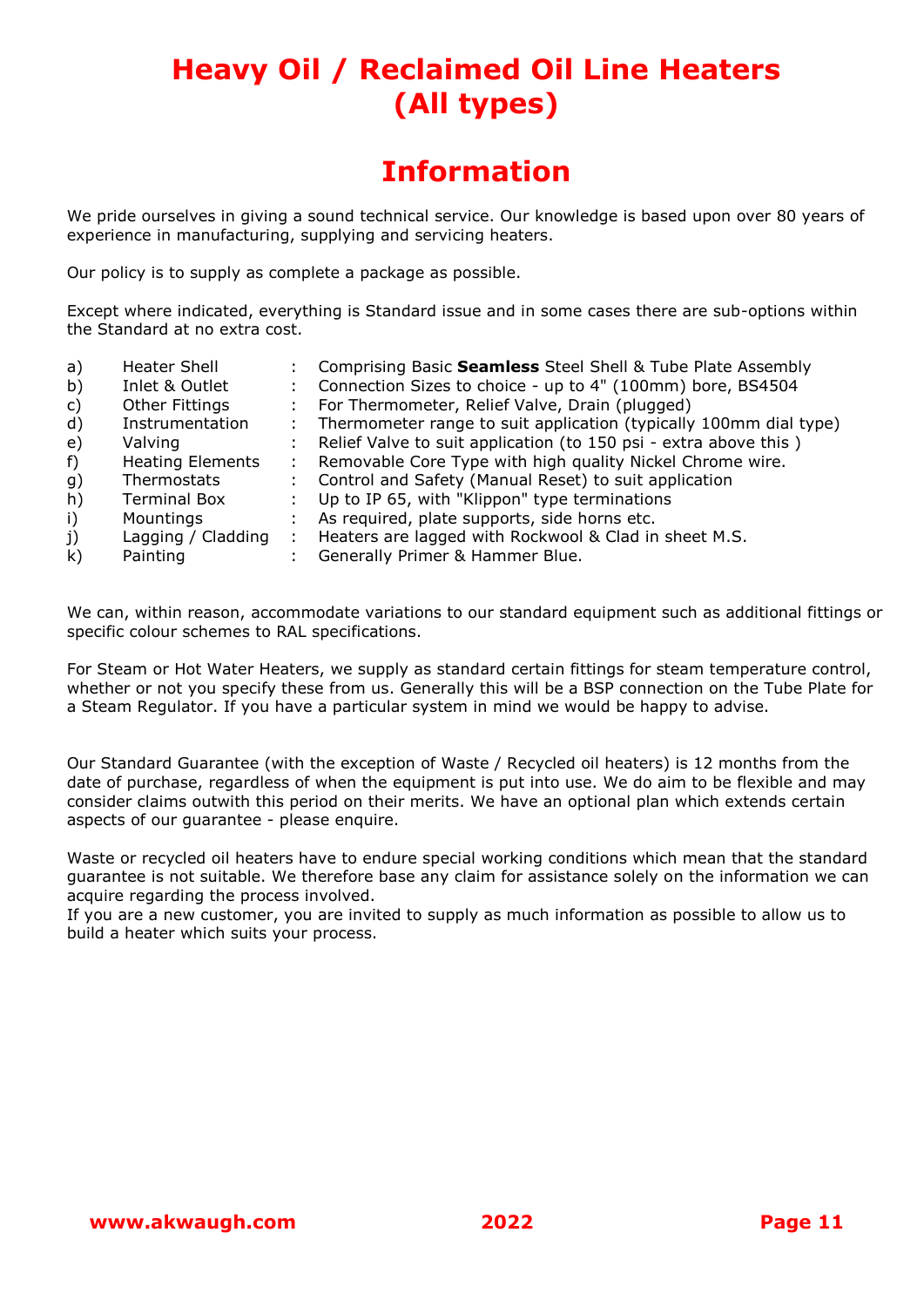# Heavy Oil / Reclaimed Oil Line Heaters (All types)

## Information

We pride ourselves in giving a sound technical service. Our knowledge is based upon over 80 years of experience in manufacturing, supplying and servicing heaters.

Our policy is to supply as complete a package as possible.

Except where indicated, everything is Standard issue and in some cases there are sub-options within the Standard at no extra cost.

| | | | |
|---|---|---|---|
| a) | Heater Shell | : | Comprising Basic **Seamless** Steel Shell & Tube Plate Assembly |
| b) | Inlet & Outlet | : | Connection Sizes to choice - up to 4" (100mm) bore, BS4504 |
| c) | Other Fittings | : | For Thermometer, Relief Valve, Drain (plugged) |
| d) | Instrumentation | : | Thermometer range to suit application (typically 100mm dial type) |
| e) | Valving | : | Relief Valve to suit application (to 150 psi - extra above this ) |
| f) | Heating Elements | : | Removable Core Type with high quality Nickel Chrome wire. |
| g) | Thermostats | : | Control and Safety (Manual Reset) to suit application |
| h) | Terminal Box | : | Up to IP 65, with "Klippon" type terminations |
| i) | Mountings | : | As required, plate supports, side horns etc. |
| j) | Lagging / Cladding | : | Heaters are lagged with Rockwool & Clad in sheet M.S. |
| k) | Painting | : | Generally Primer & Hammer Blue. |

We can, within reason, accommodate variations to our standard equipment such as additional fittings or specific colour schemes to RAL specifications.

For Steam or Hot Water Heaters, we supply as standard certain fittings for steam temperature control, whether or not you specify these from us. Generally this will be a BSP connection on the Tube Plate for a Steam Regulator. If you have a particular system in mind we would be happy to advise.

Our Standard Guarantee (with the exception of Waste / Recycled oil heaters) is 12 months from the date of purchase, regardless of when the equipment is put into use. We do aim to be flexible and may consider claims outwith this period on their merits. We have an optional plan which extends certain aspects of our guarantee - please enquire.

Waste or recycled oil heaters have to endure special working conditions which mean that the standard guarantee is not suitable. We therefore base any claim for assistance solely on the information we can acquire regarding the process involved.
If you are a new customer, you are invited to supply as much information as possible to allow us to build a heater which suits your process.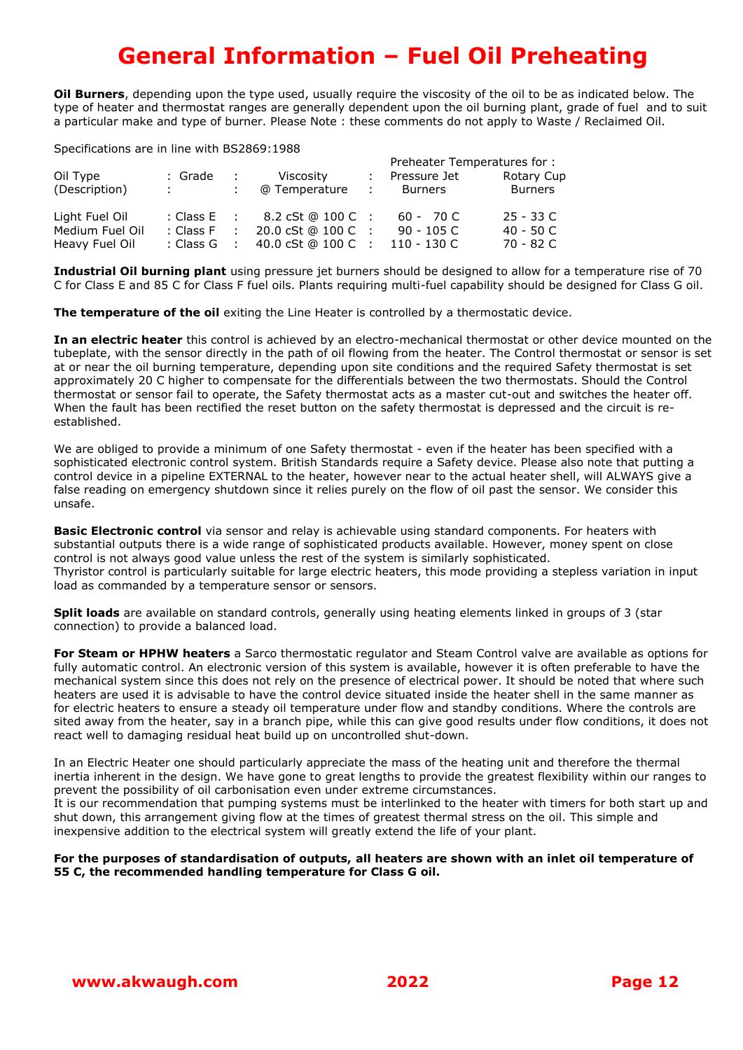# General Information – Fuel Oil Preheating

**Oil Burners**, depending upon the type used, usually require the viscosity of the oil to be as indicated below. The type of heater and thermostat ranges are generally dependent upon the oil burning plant, grade of fuel and to suit a particular make and type of burner. Please Note : these comments do not apply to Waste / Reclaimed Oil.

Specifications are in line with BS2869:1988

| Oil Type (Description) | Grade | Viscosity @ Temperature | Preheater Temperatures for : Pressure Jet Burners | Rotary Cup Burners |
|---|---|---|---|---|
| Light Fuel Oil | Class E | 8.2 cSt @ 100 C | 60 - 70 C | 25 - 33 C |
| Medium Fuel Oil | Class F | 20.0 cSt @ 100 C | 90 - 105 C | 40 - 50 C |
| Heavy Fuel Oil | Class G | 40.0 cSt @ 100 C | 110 - 130 C | 70 - 82 C |

**Industrial Oil burning plant** using pressure jet burners should be designed to allow for a temperature rise of 70 C for Class E and 85 C for Class F fuel oils. Plants requiring multi-fuel capability should be designed for Class G oil.

**The temperature of the oil** exiting the Line Heater is controlled by a thermostatic device.

**In an electric heater** this control is achieved by an electro-mechanical thermostat or other device mounted on the tubeplate, with the sensor directly in the path of oil flowing from the heater. The Control thermostat or sensor is set at or near the oil burning temperature, depending upon site conditions and the required Safety thermostat is set approximately 20 C higher to compensate for the differentials between the two thermostats. Should the Control thermostat or sensor fail to operate, the Safety thermostat acts as a master cut-out and switches the heater off. When the fault has been rectified the reset button on the safety thermostat is depressed and the circuit is re-established.

We are obliged to provide a minimum of one Safety thermostat - even if the heater has been specified with a sophisticated electronic control system. British Standards require a Safety device. Please also note that putting a control device in a pipeline EXTERNAL to the heater, however near to the actual heater shell, will ALWAYS give a false reading on emergency shutdown since it relies purely on the flow of oil past the sensor. We consider this unsafe.

**Basic Electronic control** via sensor and relay is achievable using standard components. For heaters with substantial outputs there is a wide range of sophisticated products available. However, money spent on close control is not always good value unless the rest of the system is similarly sophisticated.
Thyristor control is particularly suitable for large electric heaters, this mode providing a stepless variation in input load as commanded by a temperature sensor or sensors.

**Split loads** are available on standard controls, generally using heating elements linked in groups of 3 (star connection) to provide a balanced load.

**For Steam or HPHW heaters** a Sarco thermostatic regulator and Steam Control valve are available as options for fully automatic control. An electronic version of this system is available, however it is often preferable to have the mechanical system since this does not rely on the presence of electrical power. It should be noted that where such heaters are used it is advisable to have the control device situated inside the heater shell in the same manner as for electric heaters to ensure a steady oil temperature under flow and standby conditions. Where the controls are sited away from the heater, say in a branch pipe, while this can give good results under flow conditions, it does not react well to damaging residual heat build up on uncontrolled shut-down.

In an Electric Heater one should particularly appreciate the mass of the heating unit and therefore the thermal inertia inherent in the design. We have gone to great lengths to provide the greatest flexibility within our ranges to prevent the possibility of oil carbonisation even under extreme circumstances.
It is our recommendation that pumping systems must be interlinked to the heater with timers for both start up and shut down, this arrangement giving flow at the times of greatest thermal stress on the oil. This simple and inexpensive addition to the electrical system will greatly extend the life of your plant.

**For the purposes of standardisation of outputs, all heaters are shown with an inlet oil temperature of 55 C, the recommended handling temperature for Class G oil.**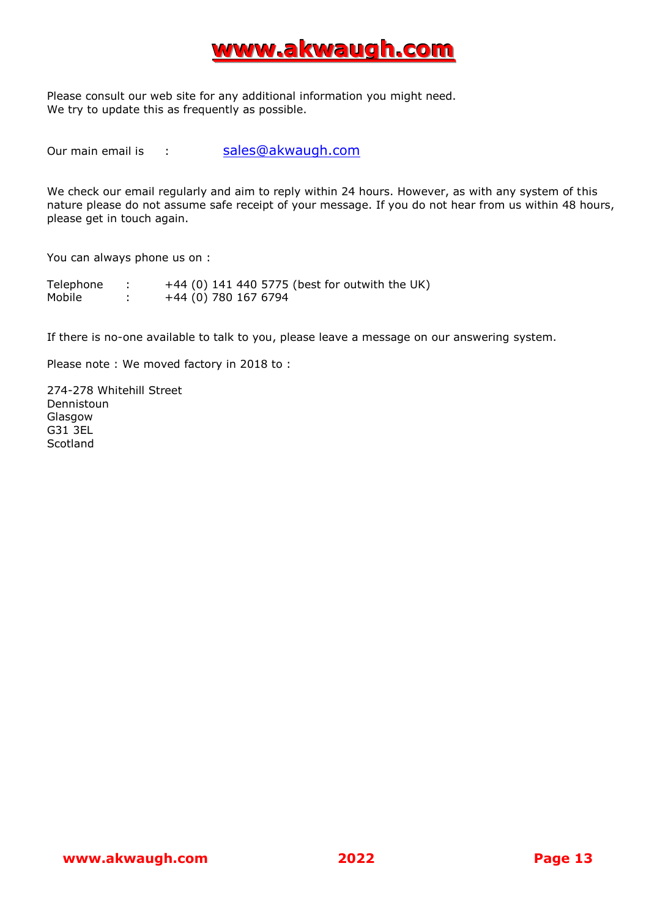# www.akwaugh.com

Please consult our web site for any additional information you might need.
We try to update this as frequently as possible.

Our main email is : sales@akwaugh.com

We check our email regularly and aim to reply within 24 hours. However, as with any system of this nature please do not assume safe receipt of your message. If you do not hear from us within 48 hours, please get in touch again.

You can always phone us on :

| | | |
|---|---|---|
| Telephone | : | +44 (0) 141 440 5775 (best for outwith the UK) |
| Mobile | : | +44 (0) 780 167 6794 |

If there is no-one available to talk to you, please leave a message on our answering system.

Please note : We moved factory in 2018 to :

274-278 Whitehill Street
Dennistoun
Glasgow
G31 3EL
Scotland